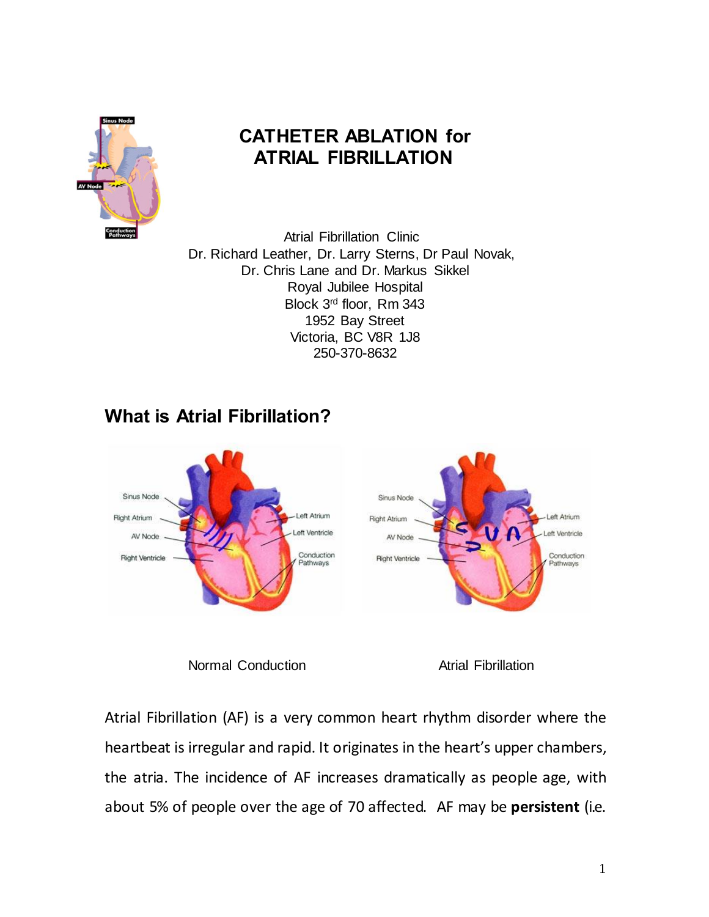# CATHETER ABLATION for ATRIAL FIBRILLATION

Atrial Fibrillation Clinic
Dr. Richard Leather, Dr. Larry Sterns, Dr Paul Novak,
Dr. Chris Lane and Dr. Markus Sikkel
Royal Jubilee Hospital
Block 3rd floor, Rm 343
1952 Bay Street
Victoria, BC V8R 1J8
250-370-8632

## What is Atrial Fibrillation?

Normal Conduction | Atrial Fibrillation

Atrial Fibrillation (AF) is a very common heart rhythm disorder where the heartbeat is irregular and rapid. It originates in the heart's upper chambers, the atria. The incidence of AF increases dramatically as people age, with about 5% of people over the age of 70 affected. AF may be **persistent** (i.e.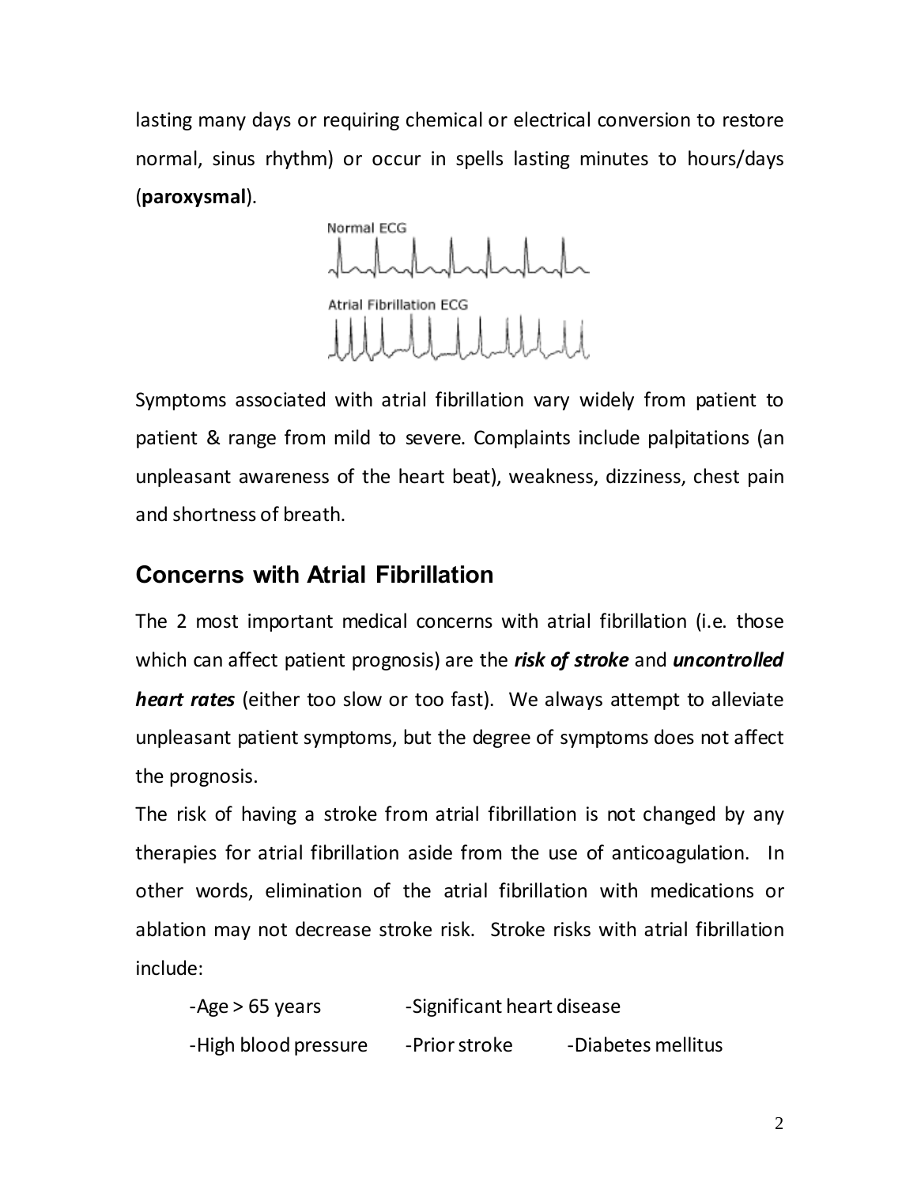lasting many days or requiring chemical or electrical conversion to restore normal, sinus rhythm) or occur in spells lasting minutes to hours/days (**paroxysmal**).

Symptoms associated with atrial fibrillation vary widely from patient to patient & range from mild to severe. Complaints include palpitations (an unpleasant awareness of the heart beat), weakness, dizziness, chest pain and shortness of breath.

## Concerns with Atrial Fibrillation

The 2 most important medical concerns with atrial fibrillation (i.e. those which can affect patient prognosis) are the ***risk of stroke*** and ***uncontrolled heart rates*** (either too slow or too fast). We always attempt to alleviate unpleasant patient symptoms, but the degree of symptoms does not affect the prognosis.

The risk of having a stroke from atrial fibrillation is not changed by any therapies for atrial fibrillation aside from the use of anticoagulation. In other words, elimination of the atrial fibrillation with medications or ablation may not decrease stroke risk. Stroke risks with atrial fibrillation include:

- Age > 65 years
- Significant heart disease
- High blood pressure
- Prior stroke
- Diabetes mellitus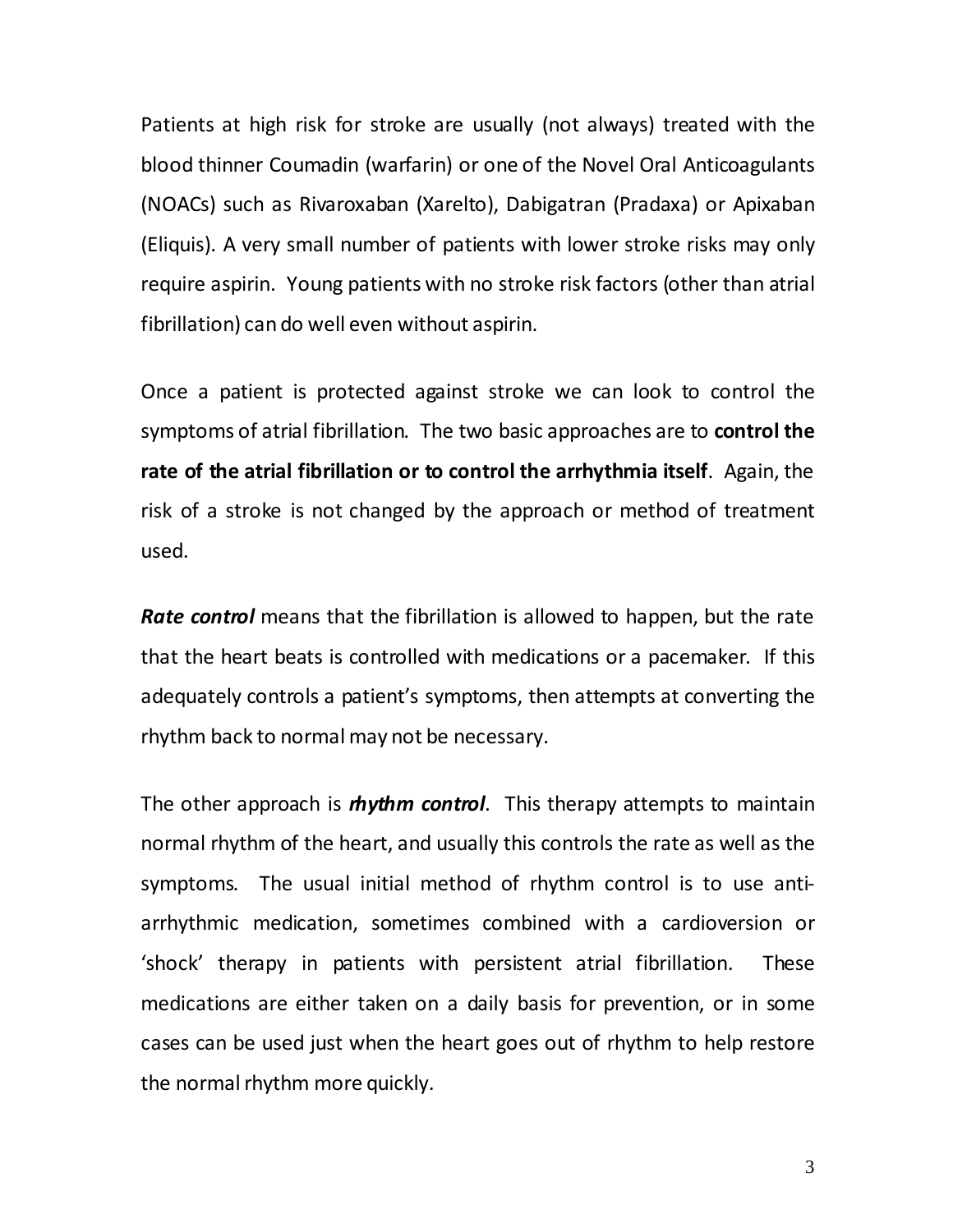Patients at high risk for stroke are usually (not always) treated with the blood thinner Coumadin (warfarin) or one of the Novel Oral Anticoagulants (NOACs) such as Rivaroxaban (Xarelto), Dabigatran (Pradaxa) or Apixaban (Eliquis). A very small number of patients with lower stroke risks may only require aspirin. Young patients with no stroke risk factors (other than atrial fibrillation) can do well even without aspirin.

Once a patient is protected against stroke we can look to control the symptoms of atrial fibrillation. The two basic approaches are to **control the rate of the atrial fibrillation or to control the arrhythmia itself**. Again, the risk of a stroke is not changed by the approach or method of treatment used.

***Rate control*** means that the fibrillation is allowed to happen, but the rate that the heart beats is controlled with medications or a pacemaker. If this adequately controls a patient's symptoms, then attempts at converting the rhythm back to normal may not be necessary.

The other approach is ***rhythm control***. This therapy attempts to maintain normal rhythm of the heart, and usually this controls the rate as well as the symptoms. The usual initial method of rhythm control is to use anti-arrhythmic medication, sometimes combined with a cardioversion or 'shock' therapy in patients with persistent atrial fibrillation. These medications are either taken on a daily basis for prevention, or in some cases can be used just when the heart goes out of rhythm to help restore the normal rhythm more quickly.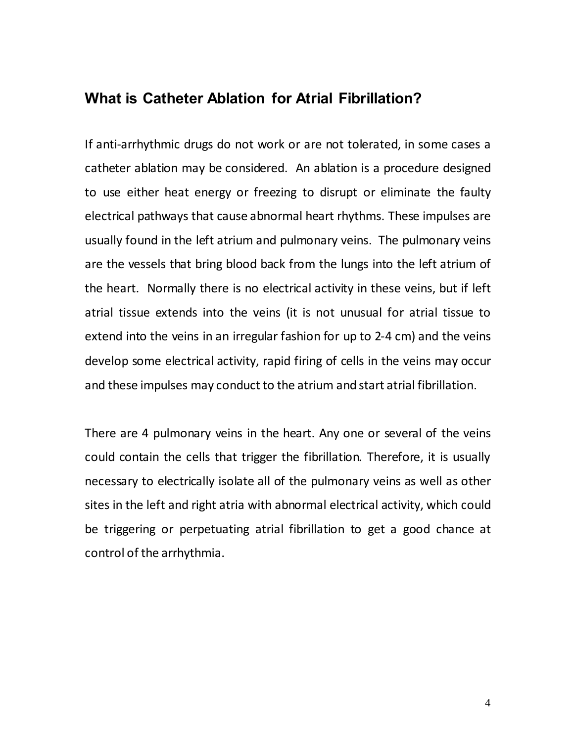## What is Catheter Ablation for Atrial Fibrillation?

If anti-arrhythmic drugs do not work or are not tolerated, in some cases a catheter ablation may be considered. An ablation is a procedure designed to use either heat energy or freezing to disrupt or eliminate the faulty electrical pathways that cause abnormal heart rhythms. These impulses are usually found in the left atrium and pulmonary veins. The pulmonary veins are the vessels that bring blood back from the lungs into the left atrium of the heart. Normally there is no electrical activity in these veins, but if left atrial tissue extends into the veins (it is not unusual for atrial tissue to extend into the veins in an irregular fashion for up to 2-4 cm) and the veins develop some electrical activity, rapid firing of cells in the veins may occur and these impulses may conduct to the atrium and start atrial fibrillation.

There are 4 pulmonary veins in the heart. Any one or several of the veins could contain the cells that trigger the fibrillation. Therefore, it is usually necessary to electrically isolate all of the pulmonary veins as well as other sites in the left and right atria with abnormal electrical activity, which could be triggering or perpetuating atrial fibrillation to get a good chance at control of the arrhythmia.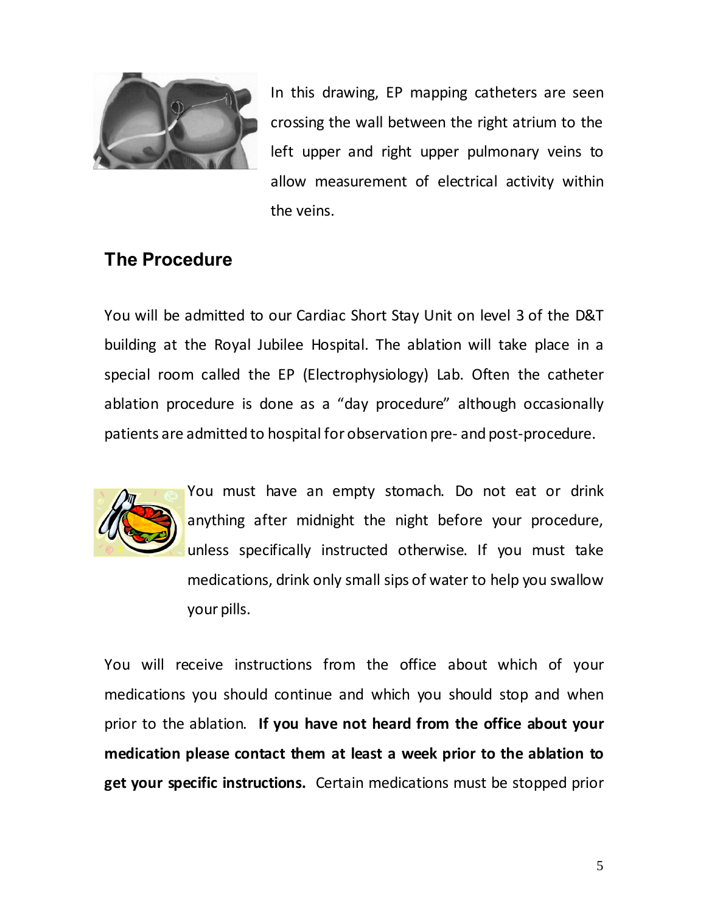In this drawing, EP mapping catheters are seen crossing the wall between the right atrium to the left upper and right upper pulmonary veins to allow measurement of electrical activity within the veins.

## The Procedure

You will be admitted to our Cardiac Short Stay Unit on level 3 of the D&T building at the Royal Jubilee Hospital. The ablation will take place in a special room called the EP (Electrophysiology) Lab. Often the catheter ablation procedure is done as a "day procedure" although occasionally patients are admitted to hospital for observation pre- and post-procedure.

You must have an empty stomach. Do not eat or drink anything after midnight the night before your procedure, unless specifically instructed otherwise. If you must take medications, drink only small sips of water to help you swallow your pills.

You will receive instructions from the office about which of your medications you should continue and which you should stop and when prior to the ablation. **If you have not heard from the office about your medication please contact them at least a week prior to the ablation to get your specific instructions.** Certain medications must be stopped prior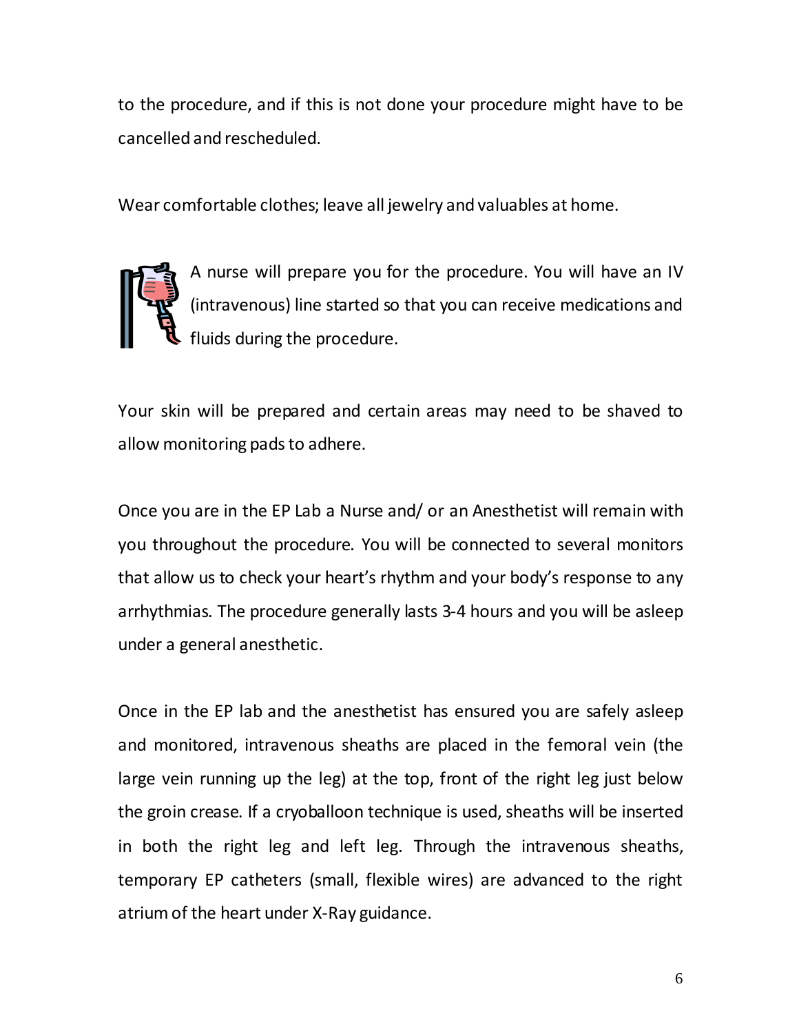to the procedure, and if this is not done your procedure might have to be cancelled and rescheduled.

Wear comfortable clothes; leave all jewelry and valuables at home.

A nurse will prepare you for the procedure. You will have an IV (intravenous) line started so that you can receive medications and fluids during the procedure.

Your skin will be prepared and certain areas may need to be shaved to allow monitoring pads to adhere.

Once you are in the EP Lab a Nurse and/ or an Anesthetist will remain with you throughout the procedure. You will be connected to several monitors that allow us to check your heart's rhythm and your body's response to any arrhythmias. The procedure generally lasts 3-4 hours and you will be asleep under a general anesthetic.

Once in the EP lab and the anesthetist has ensured you are safely asleep and monitored, intravenous sheaths are placed in the femoral vein (the large vein running up the leg) at the top, front of the right leg just below the groin crease. If a cryoballoon technique is used, sheaths will be inserted in both the right leg and left leg. Through the intravenous sheaths, temporary EP catheters (small, flexible wires) are advanced to the right atrium of the heart under X-Ray guidance.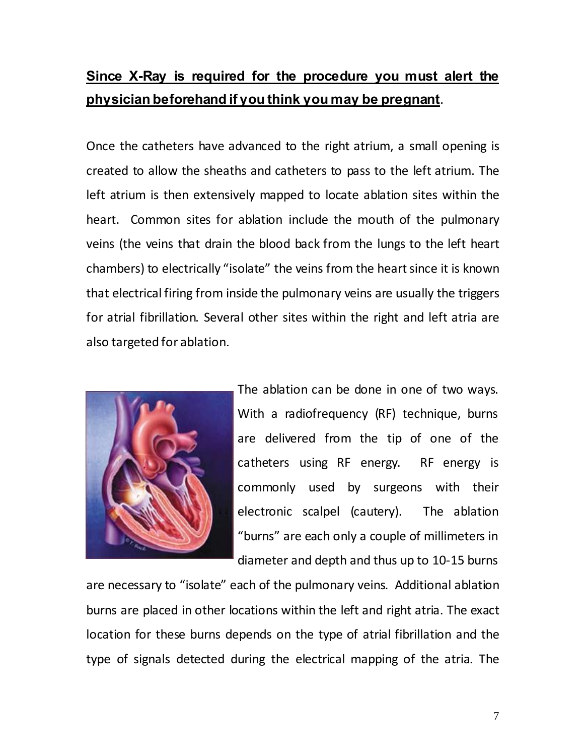**<u>Since X-Ray is required for the procedure you must alert the physician beforehand if you think you may be pregnant</u>**.

Once the catheters have advanced to the right atrium, a small opening is created to allow the sheaths and catheters to pass to the left atrium. The left atrium is then extensively mapped to locate ablation sites within the heart. Common sites for ablation include the mouth of the pulmonary veins (the veins that drain the blood back from the lungs to the left heart chambers) to electrically "isolate" the veins from the heart since it is known that electrical firing from inside the pulmonary veins are usually the triggers for atrial fibrillation. Several other sites within the right and left atria are also targeted for ablation.

The ablation can be done in one of two ways. With a radiofrequency (RF) technique, burns are delivered from the tip of one of the catheters using RF energy. RF energy is commonly used by surgeons with their electronic scalpel (cautery). The ablation "burns" are each only a couple of millimeters in diameter and depth and thus up to 10-15 burns are necessary to "isolate" each of the pulmonary veins. Additional ablation burns are placed in other locations within the left and right atria. The exact location for these burns depends on the type of atrial fibrillation and the type of signals detected during the electrical mapping of the atria. The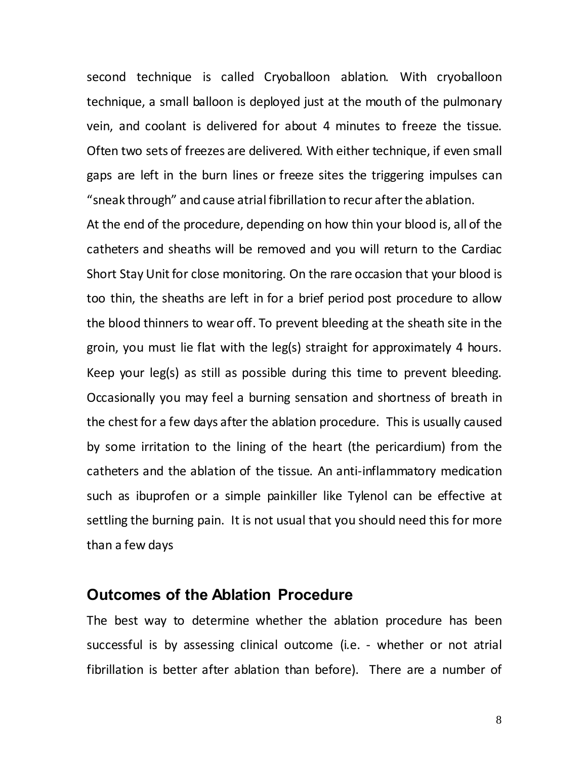second technique is called Cryoballoon ablation. With cryoballoon technique, a small balloon is deployed just at the mouth of the pulmonary vein, and coolant is delivered for about 4 minutes to freeze the tissue. Often two sets of freezes are delivered. With either technique, if even small gaps are left in the burn lines or freeze sites the triggering impulses can "sneak through" and cause atrial fibrillation to recur after the ablation.

At the end of the procedure, depending on how thin your blood is, all of the catheters and sheaths will be removed and you will return to the Cardiac Short Stay Unit for close monitoring. On the rare occasion that your blood is too thin, the sheaths are left in for a brief period post procedure to allow the blood thinners to wear off. To prevent bleeding at the sheath site in the groin, you must lie flat with the leg(s) straight for approximately 4 hours. Keep your leg(s) as still as possible during this time to prevent bleeding. Occasionally you may feel a burning sensation and shortness of breath in the chest for a few days after the ablation procedure. This is usually caused by some irritation to the lining of the heart (the pericardium) from the catheters and the ablation of the tissue. An anti-inflammatory medication such as ibuprofen or a simple painkiller like Tylenol can be effective at settling the burning pain. It is not usual that you should need this for more than a few days

## Outcomes of the Ablation Procedure

The best way to determine whether the ablation procedure has been successful is by assessing clinical outcome (i.e. - whether or not atrial fibrillation is better after ablation than before). There are a number of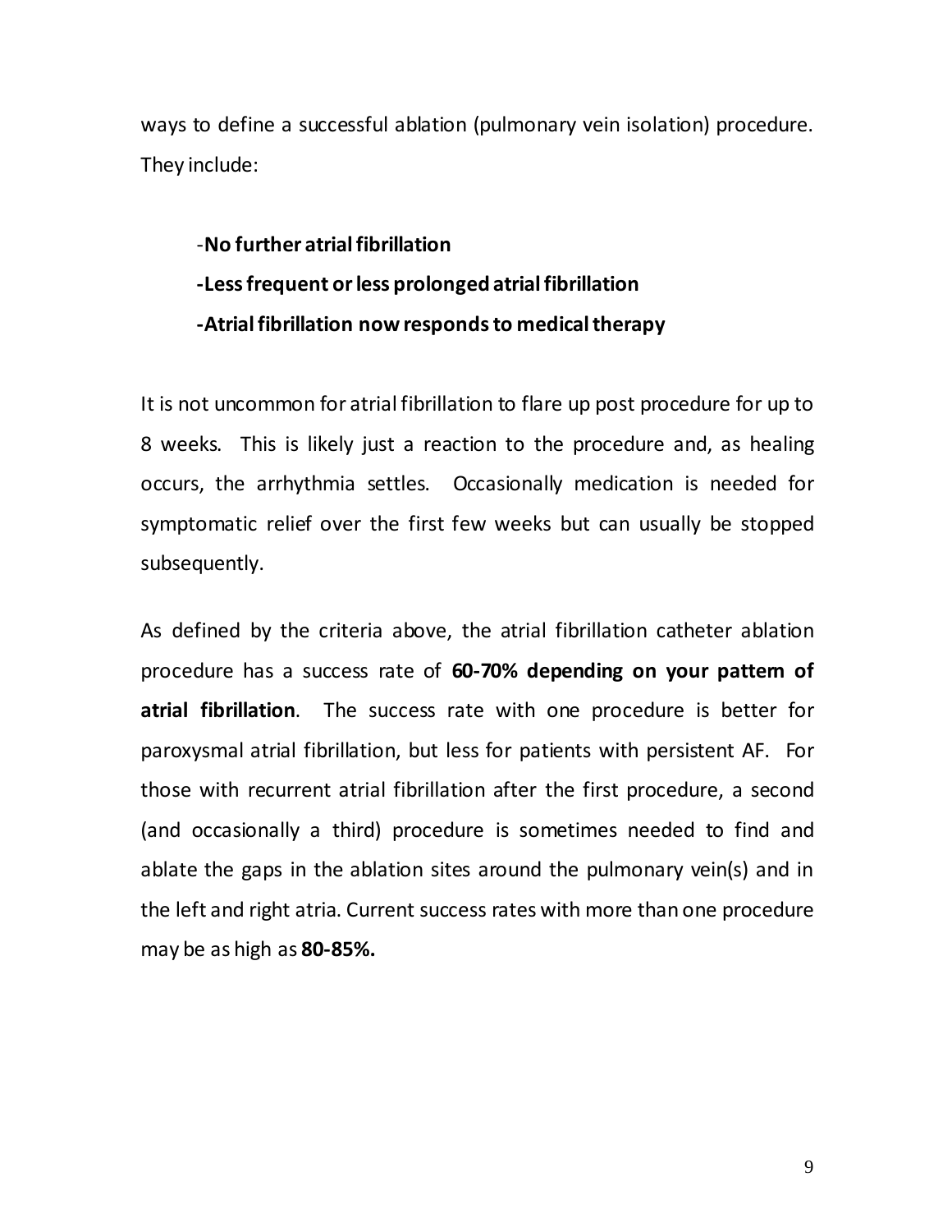ways to define a successful ablation (pulmonary vein isolation) procedure. They include:

- **No further atrial fibrillation**
- **Less frequent or less prolonged atrial fibrillation**
- **Atrial fibrillation now responds to medical therapy**

It is not uncommon for atrial fibrillation to flare up post procedure for up to 8 weeks. This is likely just a reaction to the procedure and, as healing occurs, the arrhythmia settles. Occasionally medication is needed for symptomatic relief over the first few weeks but can usually be stopped subsequently.

As defined by the criteria above, the atrial fibrillation catheter ablation procedure has a success rate of **60-70% depending on your pattern of atrial fibrillation**. The success rate with one procedure is better for paroxysmal atrial fibrillation, but less for patients with persistent AF. For those with recurrent atrial fibrillation after the first procedure, a second (and occasionally a third) procedure is sometimes needed to find and ablate the gaps in the ablation sites around the pulmonary vein(s) and in the left and right atria. Current success rates with more than one procedure may be as high as **80-85%.**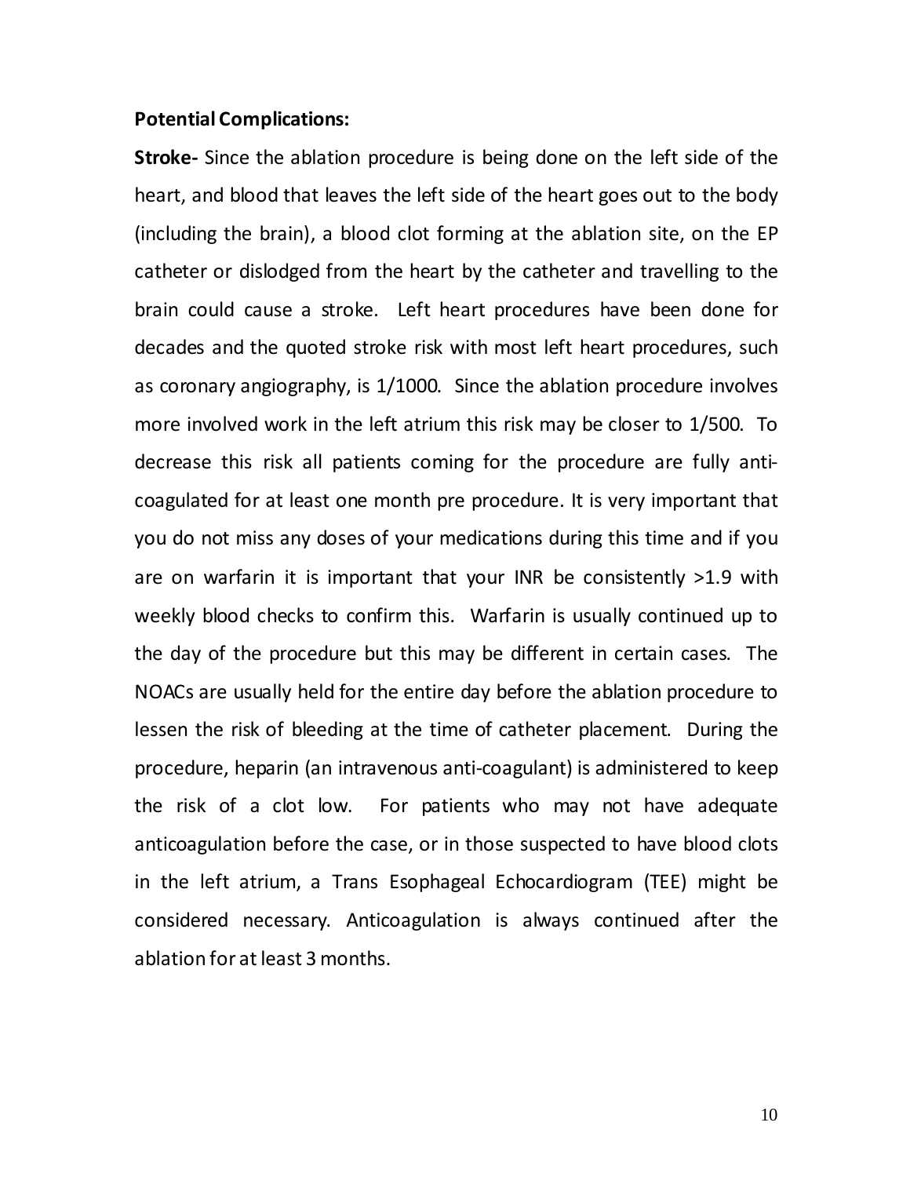**Potential Complications:**

**Stroke-** Since the ablation procedure is being done on the left side of the heart, and blood that leaves the left side of the heart goes out to the body (including the brain), a blood clot forming at the ablation site, on the EP catheter or dislodged from the heart by the catheter and travelling to the brain could cause a stroke. Left heart procedures have been done for decades and the quoted stroke risk with most left heart procedures, such as coronary angiography, is 1/1000. Since the ablation procedure involves more involved work in the left atrium this risk may be closer to 1/500. To decrease this risk all patients coming for the procedure are fully anti-coagulated for at least one month pre procedure. It is very important that you do not miss any doses of your medications during this time and if you are on warfarin it is important that your INR be consistently >1.9 with weekly blood checks to confirm this. Warfarin is usually continued up to the day of the procedure but this may be different in certain cases. The NOACs are usually held for the entire day before the ablation procedure to lessen the risk of bleeding at the time of catheter placement. During the procedure, heparin (an intravenous anti-coagulant) is administered to keep the risk of a clot low. For patients who may not have adequate anticoagulation before the case, or in those suspected to have blood clots in the left atrium, a Trans Esophageal Echocardiogram (TEE) might be considered necessary. Anticoagulation is always continued after the ablation for at least 3 months.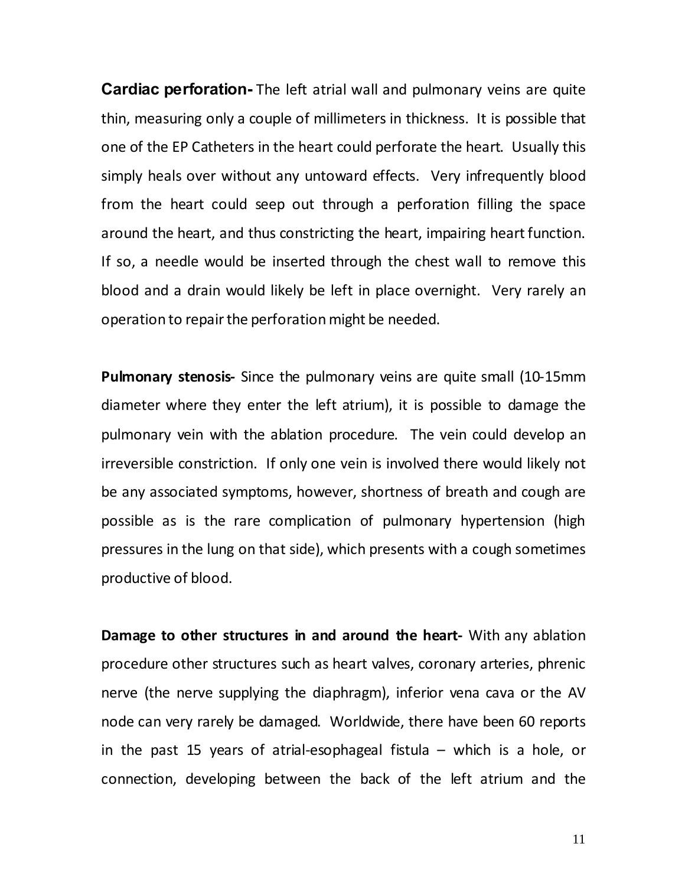**Cardiac perforation-** The left atrial wall and pulmonary veins are quite thin, measuring only a couple of millimeters in thickness. It is possible that one of the EP Catheters in the heart could perforate the heart. Usually this simply heals over without any untoward effects. Very infrequently blood from the heart could seep out through a perforation filling the space around the heart, and thus constricting the heart, impairing heart function. If so, a needle would be inserted through the chest wall to remove this blood and a drain would likely be left in place overnight. Very rarely an operation to repair the perforation might be needed.

**Pulmonary stenosis-** Since the pulmonary veins are quite small (10-15mm diameter where they enter the left atrium), it is possible to damage the pulmonary vein with the ablation procedure. The vein could develop an irreversible constriction. If only one vein is involved there would likely not be any associated symptoms, however, shortness of breath and cough are possible as is the rare complication of pulmonary hypertension (high pressures in the lung on that side), which presents with a cough sometimes productive of blood.

**Damage to other structures in and around the heart-** With any ablation procedure other structures such as heart valves, coronary arteries, phrenic nerve (the nerve supplying the diaphragm), inferior vena cava or the AV node can very rarely be damaged. Worldwide, there have been 60 reports in the past 15 years of atrial-esophageal fistula – which is a hole, or connection, developing between the back of the left atrium and the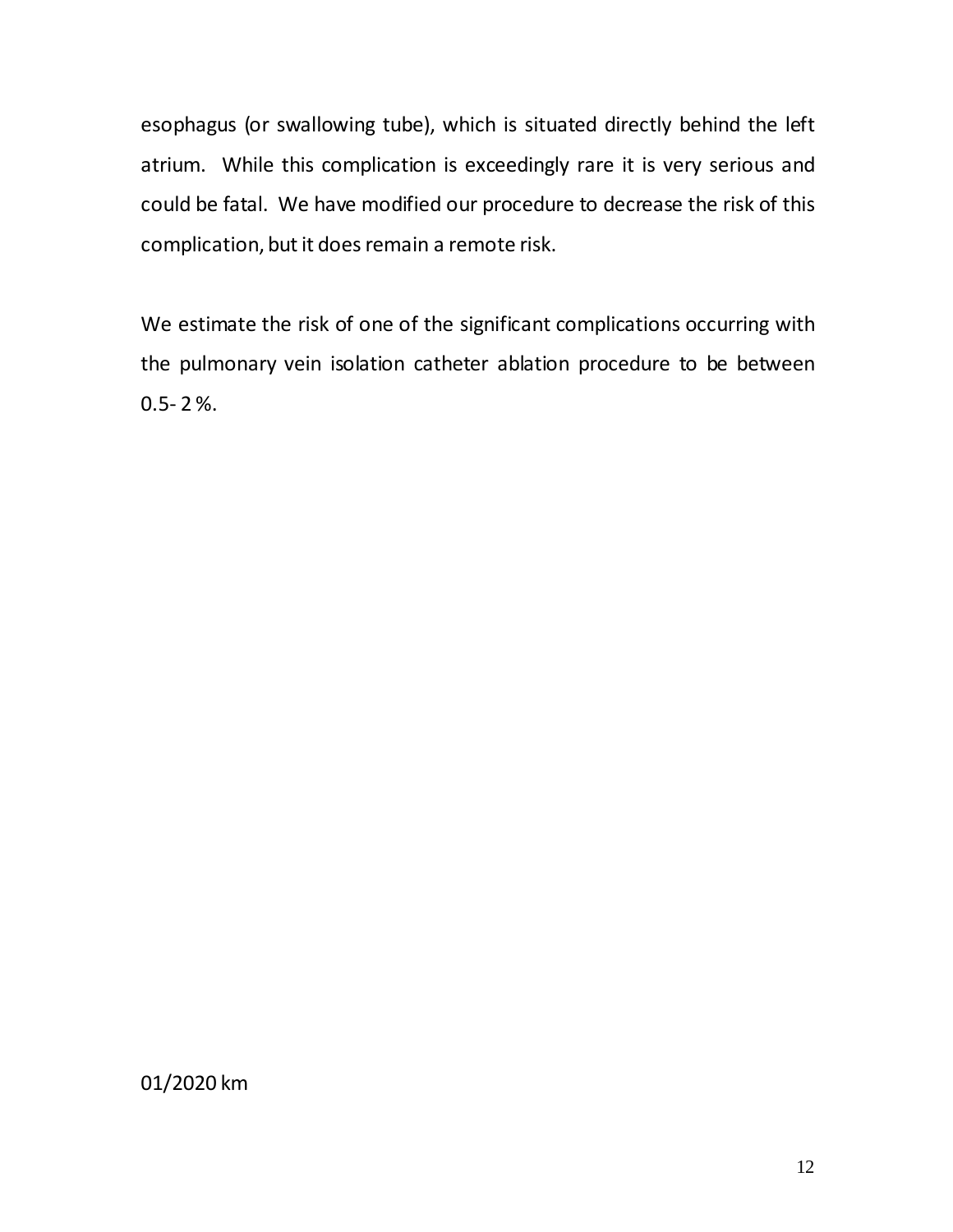esophagus (or swallowing tube), which is situated directly behind the left atrium. While this complication is exceedingly rare it is very serious and could be fatal. We have modified our procedure to decrease the risk of this complication, but it does remain a remote risk.

We estimate the risk of one of the significant complications occurring with the pulmonary vein isolation catheter ablation procedure to be between 0.5- 2 %.

01/2020 km